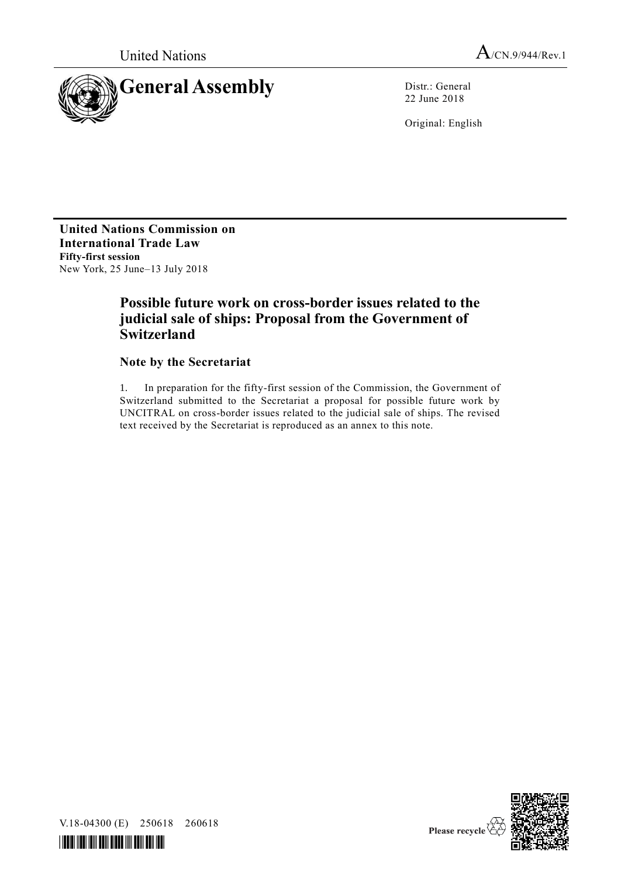United Nations

# General Assembly

A/CN.9/944/Rev.1

Distr.: General
22 June 2018

Original: English

**United Nations Commission on International Trade Law**
**Fifty-first session**
New York, 25 June–13 July 2018

## Possible future work on cross-border issues related to the judicial sale of ships: Proposal from the Government of Switzerland

### Note by the Secretariat

1. In preparation for the fifty-first session of the Commission, the Government of Switzerland submitted to the Secretariat a proposal for possible future work by UNCITRAL on cross-border issues related to the judicial sale of ships. The revised text received by the Secretariat is reproduced as an annex to this note.

V.18-04300 (E) 250618 260618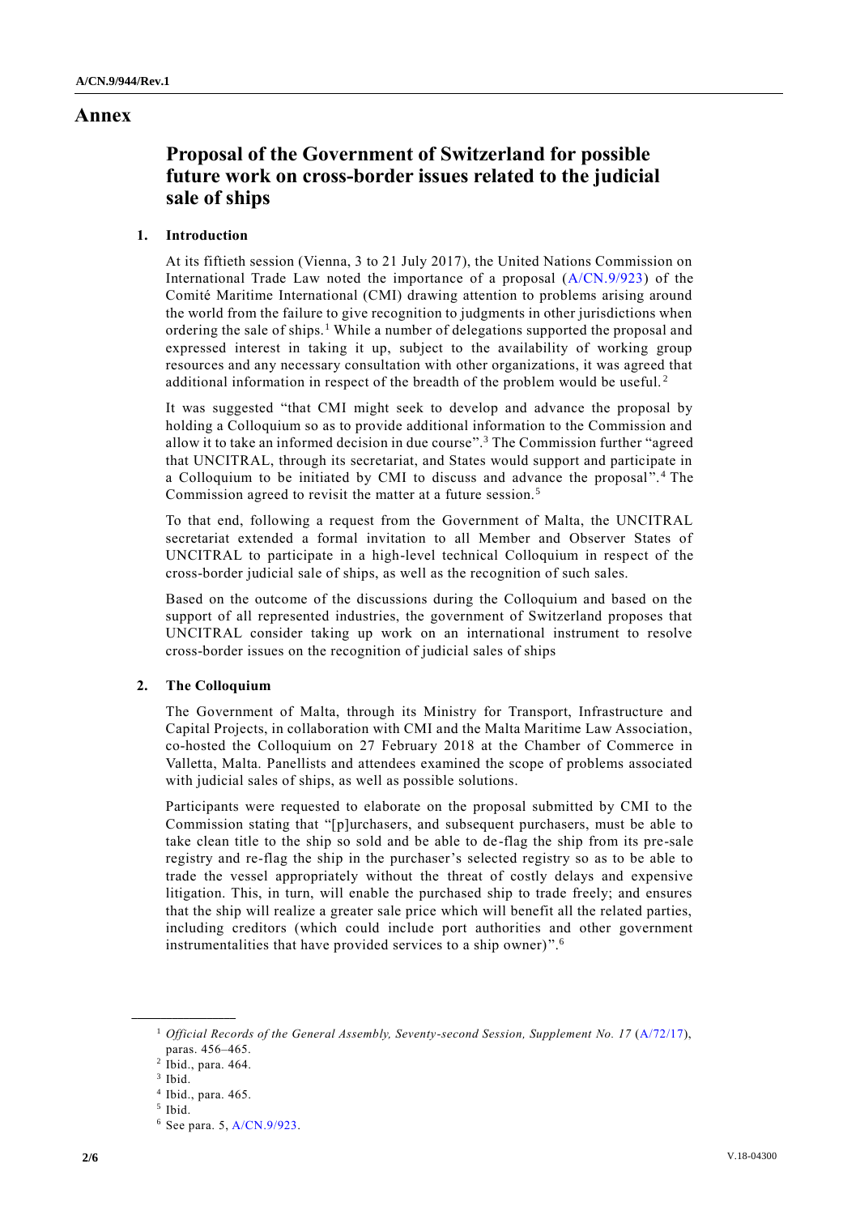# Annex

## Proposal of the Government of Switzerland for possible future work on cross-border issues related to the judicial sale of ships

### 1. Introduction

At its fiftieth session (Vienna, 3 to 21 July 2017), the United Nations Commission on International Trade Law noted the importance of a proposal (A/CN.9/923) of the Comité Maritime International (CMI) drawing attention to problems arising around the world from the failure to give recognition to judgments in other jurisdictions when ordering the sale of ships.[1] While a number of delegations supported the proposal and expressed interest in taking it up, subject to the availability of working group resources and any necessary consultation with other organizations, it was agreed that additional information in respect of the breadth of the problem would be useful.[2]

It was suggested "that CMI might seek to develop and advance the proposal by holding a Colloquium so as to provide additional information to the Commission and allow it to take an informed decision in due course".[3] The Commission further "agreed that UNCITRAL, through its secretariat, and States would support and participate in a Colloquium to be initiated by CMI to discuss and advance the proposal".[4] The Commission agreed to revisit the matter at a future session.[5]

To that end, following a request from the Government of Malta, the UNCITRAL secretariat extended a formal invitation to all Member and Observer States of UNCITRAL to participate in a high-level technical Colloquium in respect of the cross-border judicial sale of ships, as well as the recognition of such sales.

Based on the outcome of the discussions during the Colloquium and based on the support of all represented industries, the government of Switzerland proposes that UNCITRAL consider taking up work on an international instrument to resolve cross-border issues on the recognition of judicial sales of ships

### 2. The Colloquium

The Government of Malta, through its Ministry for Transport, Infrastructure and Capital Projects, in collaboration with CMI and the Malta Maritime Law Association, co-hosted the Colloquium on 27 February 2018 at the Chamber of Commerce in Valletta, Malta. Panellists and attendees examined the scope of problems associated with judicial sales of ships, as well as possible solutions.

Participants were requested to elaborate on the proposal submitted by CMI to the Commission stating that "[p]urchasers, and subsequent purchasers, must be able to take clean title to the ship so sold and be able to de-flag the ship from its pre-sale registry and re-flag the ship in the purchaser's selected registry so as to be able to trade the vessel appropriately without the threat of costly delays and expensive litigation. This, in turn, will enable the purchased ship to trade freely; and ensures that the ship will realize a greater sale price which will benefit all the related parties, including creditors (which could include port authorities and other government instrumentalities that have provided services to a ship owner)".[6]

---

[1] *Official Records of the General Assembly, Seventy-second Session, Supplement No. 17* (A/72/17), paras. 456–465.

[2] Ibid., para. 464.

[3] Ibid.

[4] Ibid., para. 465.

[5] Ibid.

[6] See para. 5, A/CN.9/923.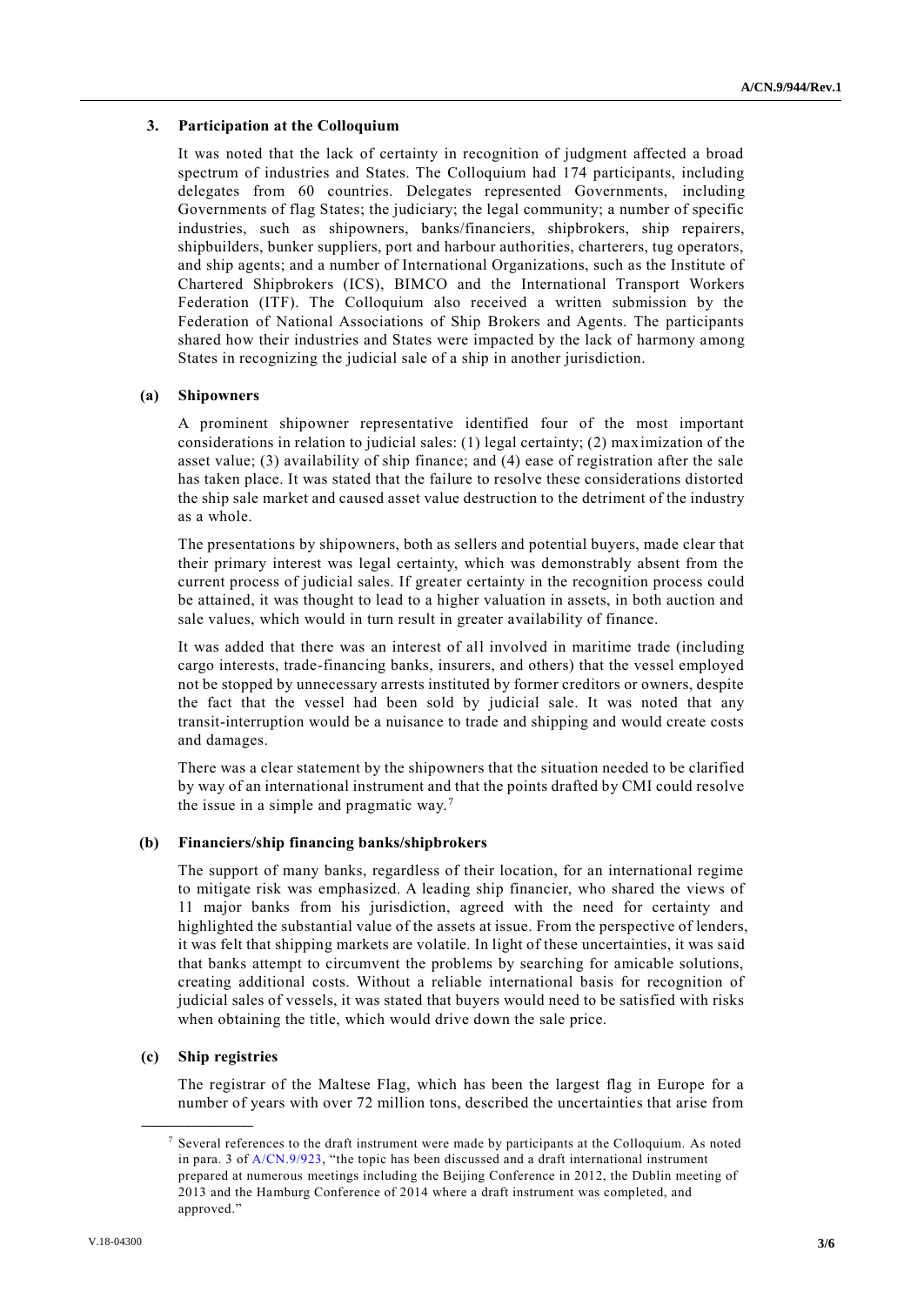### 3. Participation at the Colloquium

It was noted that the lack of certainty in recognition of judgment affected a broad spectrum of industries and States. The Colloquium had 174 participants, including delegates from 60 countries. Delegates represented Governments, including Governments of flag States; the judiciary; the legal community; a number of specific industries, such as shipowners, banks/financiers, shipbrokers, ship repairers, shipbuilders, bunker suppliers, port and harbour authorities, charterers, tug operators, and ship agents; and a number of International Organizations, such as the Institute of Chartered Shipbrokers (ICS), BIMCO and the International Transport Workers Federation (ITF). The Colloquium also received a written submission by the Federation of National Associations of Ship Brokers and Agents. The participants shared how their industries and States were impacted by the lack of harmony among States in recognizing the judicial sale of a ship in another jurisdiction.

#### (a) Shipowners

A prominent shipowner representative identified four of the most important considerations in relation to judicial sales: (1) legal certainty; (2) maximization of the asset value; (3) availability of ship finance; and (4) ease of registration after the sale has taken place. It was stated that the failure to resolve these considerations distorted the ship sale market and caused asset value destruction to the detriment of the industry as a whole.

The presentations by shipowners, both as sellers and potential buyers, made clear that their primary interest was legal certainty, which was demonstrably absent from the current process of judicial sales. If greater certainty in the recognition process could be attained, it was thought to lead to a higher valuation in assets, in both auction and sale values, which would in turn result in greater availability of finance.

It was added that there was an interest of all involved in maritime trade (including cargo interests, trade-financing banks, insurers, and others) that the vessel employed not be stopped by unnecessary arrests instituted by former creditors or owners, despite the fact that the vessel had been sold by judicial sale. It was noted that any transit-interruption would be a nuisance to trade and shipping and would create costs and damages.

There was a clear statement by the shipowners that the situation needed to be clarified by way of an international instrument and that the points drafted by CMI could resolve the issue in a simple and pragmatic way.[7]

#### (b) Financiers/ship financing banks/shipbrokers

The support of many banks, regardless of their location, for an international regime to mitigate risk was emphasized. A leading ship financier, who shared the views of 11 major banks from his jurisdiction, agreed with the need for certainty and highlighted the substantial value of the assets at issue. From the perspective of lenders, it was felt that shipping markets are volatile. In light of these uncertainties, it was said that banks attempt to circumvent the problems by searching for amicable solutions, creating additional costs. Without a reliable international basis for recognition of judicial sales of vessels, it was stated that buyers would need to be satisfied with risks when obtaining the title, which would drive down the sale price.

#### (c) Ship registries

The registrar of the Maltese Flag, which has been the largest flag in Europe for a number of years with over 72 million tons, described the uncertainties that arise from

---

[7] Several references to the draft instrument were made by participants at the Colloquium. As noted in para. 3 of A/CN.9/923, "the topic has been discussed and a draft international instrument prepared at numerous meetings including the Beijing Conference in 2012, the Dublin meeting of 2013 and the Hamburg Conference of 2014 where a draft instrument was completed, and approved."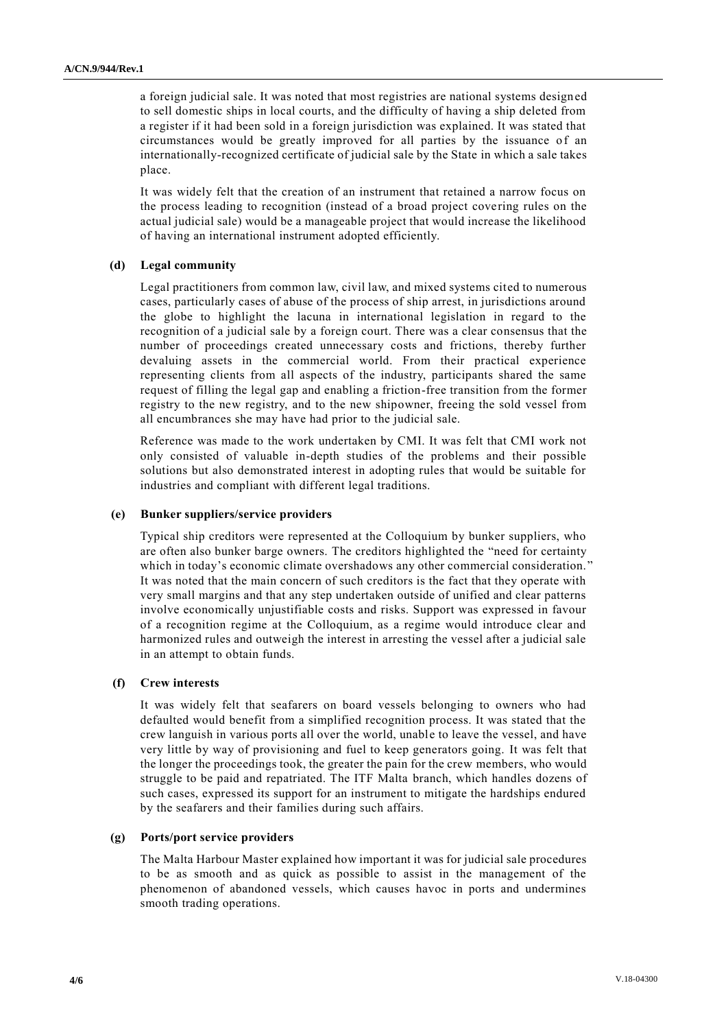a foreign judicial sale. It was noted that most registries are national systems designed to sell domestic ships in local courts, and the difficulty of having a ship deleted from a register if it had been sold in a foreign jurisdiction was explained. It was stated that circumstances would be greatly improved for all parties by the issuance of an internationally-recognized certificate of judicial sale by the State in which a sale takes place.

It was widely felt that the creation of an instrument that retained a narrow focus on the process leading to recognition (instead of a broad project covering rules on the actual judicial sale) would be a manageable project that would increase the likelihood of having an international instrument adopted efficiently.

**(d) Legal community**

Legal practitioners from common law, civil law, and mixed systems cited to numerous cases, particularly cases of abuse of the process of ship arrest, in jurisdictions around the globe to highlight the lacuna in international legislation in regard to the recognition of a judicial sale by a foreign court. There was a clear consensus that the number of proceedings created unnecessary costs and frictions, thereby further devaluing assets in the commercial world. From their practical experience representing clients from all aspects of the industry, participants shared the same request of filling the legal gap and enabling a friction-free transition from the former registry to the new registry, and to the new shipowner, freeing the sold vessel from all encumbrances she may have had prior to the judicial sale.

Reference was made to the work undertaken by CMI. It was felt that CMI work not only consisted of valuable in-depth studies of the problems and their possible solutions but also demonstrated interest in adopting rules that would be suitable for industries and compliant with different legal traditions.

**(e) Bunker suppliers/service providers**

Typical ship creditors were represented at the Colloquium by bunker suppliers, who are often also bunker barge owners. The creditors highlighted the "need for certainty which in today's economic climate overshadows any other commercial consideration." It was noted that the main concern of such creditors is the fact that they operate with very small margins and that any step undertaken outside of unified and clear patterns involve economically unjustifiable costs and risks. Support was expressed in favour of a recognition regime at the Colloquium, as a regime would introduce clear and harmonized rules and outweigh the interest in arresting the vessel after a judicial sale in an attempt to obtain funds.

**(f) Crew interests**

It was widely felt that seafarers on board vessels belonging to owners who had defaulted would benefit from a simplified recognition process. It was stated that the crew languish in various ports all over the world, unable to leave the vessel, and have very little by way of provisioning and fuel to keep generators going. It was felt that the longer the proceedings took, the greater the pain for the crew members, who would struggle to be paid and repatriated. The ITF Malta branch, which handles dozens of such cases, expressed its support for an instrument to mitigate the hardships endured by the seafarers and their families during such affairs.

**(g) Ports/port service providers**

The Malta Harbour Master explained how important it was for judicial sale procedures to be as smooth and as quick as possible to assist in the management of the phenomenon of abandoned vessels, which causes havoc in ports and undermines smooth trading operations.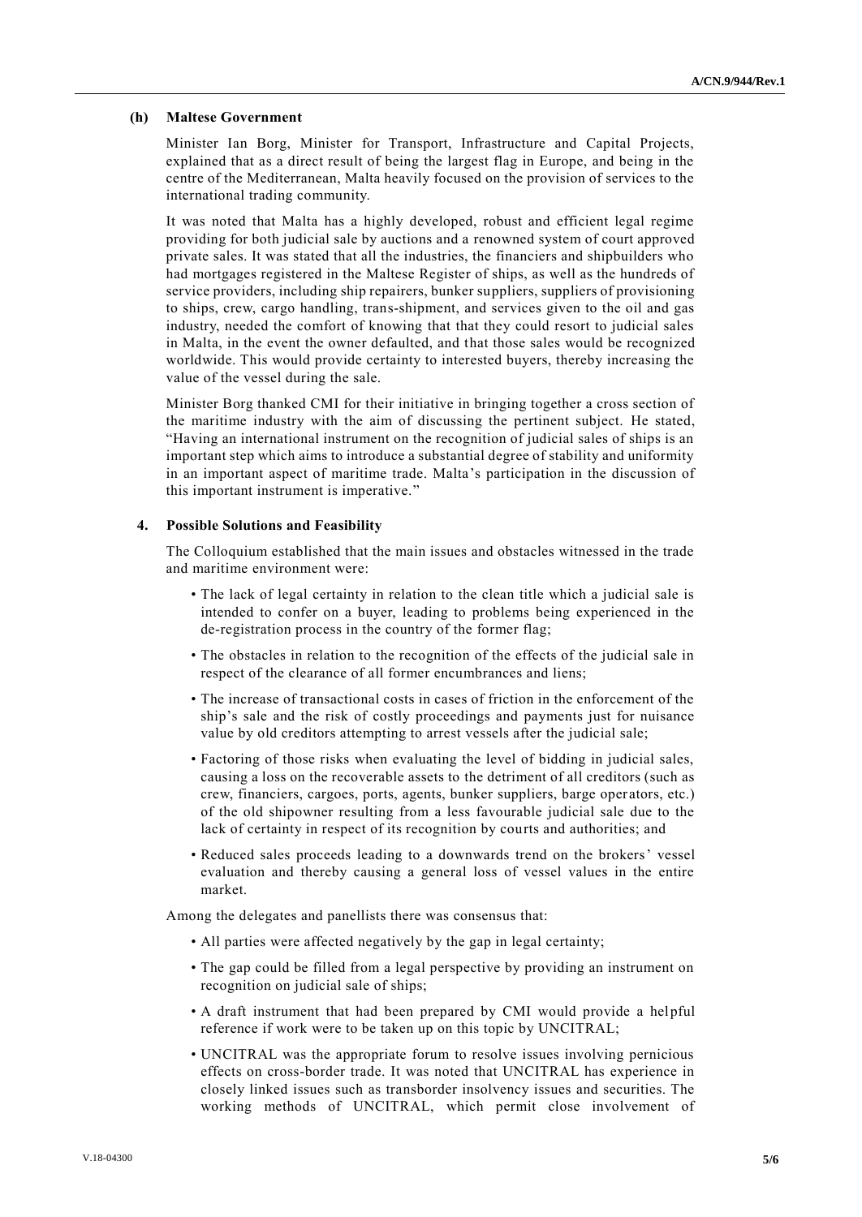### (h) Maltese Government

Minister Ian Borg, Minister for Transport, Infrastructure and Capital Projects, explained that as a direct result of being the largest flag in Europe, and being in the centre of the Mediterranean, Malta heavily focused on the provision of services to the international trading community.

It was noted that Malta has a highly developed, robust and efficient legal regime providing for both judicial sale by auctions and a renowned system of court approved private sales. It was stated that all the industries, the financiers and shipbuilders who had mortgages registered in the Maltese Register of ships, as well as the hundreds of service providers, including ship repairers, bunker suppliers, suppliers of provisioning to ships, crew, cargo handling, trans-shipment, and services given to the oil and gas industry, needed the comfort of knowing that that they could resort to judicial sales in Malta, in the event the owner defaulted, and that those sales would be recognized worldwide. This would provide certainty to interested buyers, thereby increasing the value of the vessel during the sale.

Minister Borg thanked CMI for their initiative in bringing together a cross section of the maritime industry with the aim of discussing the pertinent subject. He stated, "Having an international instrument on the recognition of judicial sales of ships is an important step which aims to introduce a substantial degree of stability and uniformity in an important aspect of maritime trade. Malta's participation in the discussion of this important instrument is imperative."

## 4. Possible Solutions and Feasibility

The Colloquium established that the main issues and obstacles witnessed in the trade and maritime environment were:

- The lack of legal certainty in relation to the clean title which a judicial sale is intended to confer on a buyer, leading to problems being experienced in the de-registration process in the country of the former flag;
- The obstacles in relation to the recognition of the effects of the judicial sale in respect of the clearance of all former encumbrances and liens;
- The increase of transactional costs in cases of friction in the enforcement of the ship's sale and the risk of costly proceedings and payments just for nuisance value by old creditors attempting to arrest vessels after the judicial sale;
- Factoring of those risks when evaluating the level of bidding in judicial sales, causing a loss on the recoverable assets to the detriment of all creditors (such as crew, financiers, cargoes, ports, agents, bunker suppliers, barge operators, etc.) of the old shipowner resulting from a less favourable judicial sale due to the lack of certainty in respect of its recognition by courts and authorities; and
- Reduced sales proceeds leading to a downwards trend on the brokers' vessel evaluation and thereby causing a general loss of vessel values in the entire market.

Among the delegates and panellists there was consensus that:

- All parties were affected negatively by the gap in legal certainty;
- The gap could be filled from a legal perspective by providing an instrument on recognition on judicial sale of ships;
- A draft instrument that had been prepared by CMI would provide a helpful reference if work were to be taken up on this topic by UNCITRAL;
- UNCITRAL was the appropriate forum to resolve issues involving pernicious effects on cross-border trade. It was noted that UNCITRAL has experience in closely linked issues such as transborder insolvency issues and securities. The working methods of UNCITRAL, which permit close involvement of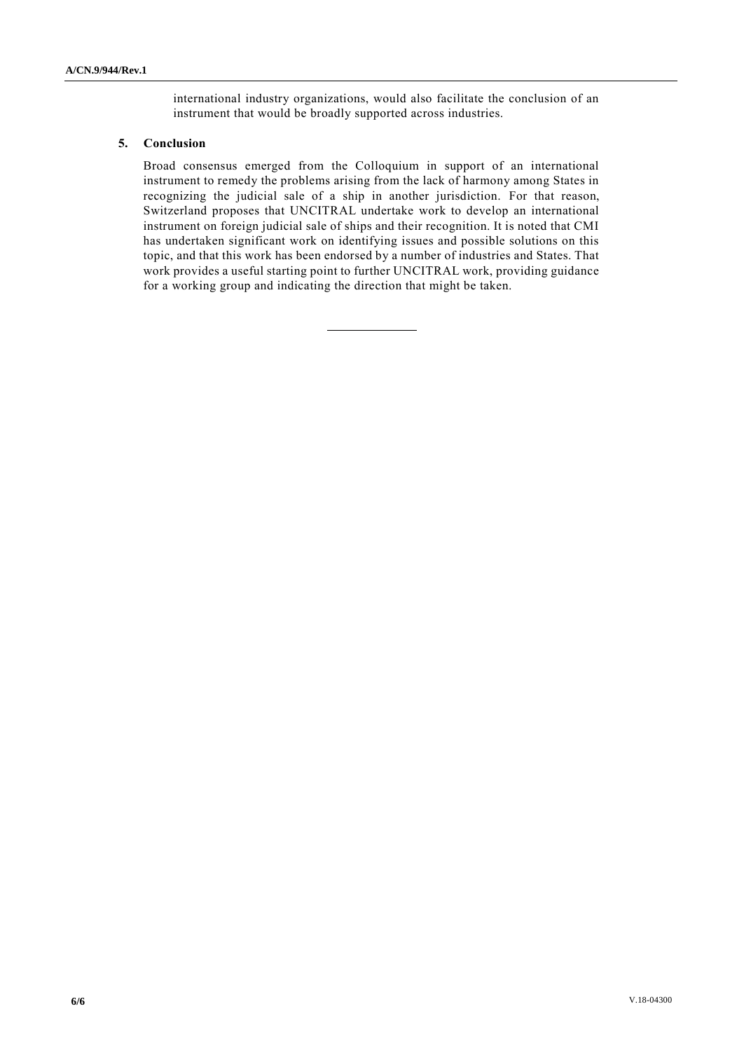international industry organizations, would also facilitate the conclusion of an instrument that would be broadly supported across industries.

### 5. Conclusion

Broad consensus emerged from the Colloquium in support of an international instrument to remedy the problems arising from the lack of harmony among States in recognizing the judicial sale of a ship in another jurisdiction. For that reason, Switzerland proposes that UNCITRAL undertake work to develop an international instrument on foreign judicial sale of ships and their recognition. It is noted that CMI has undertaken significant work on identifying issues and possible solutions on this topic, and that this work has been endorsed by a number of industries and States. That work provides a useful starting point to further UNCITRAL work, providing guidance for a working group and indicating the direction that might be taken.